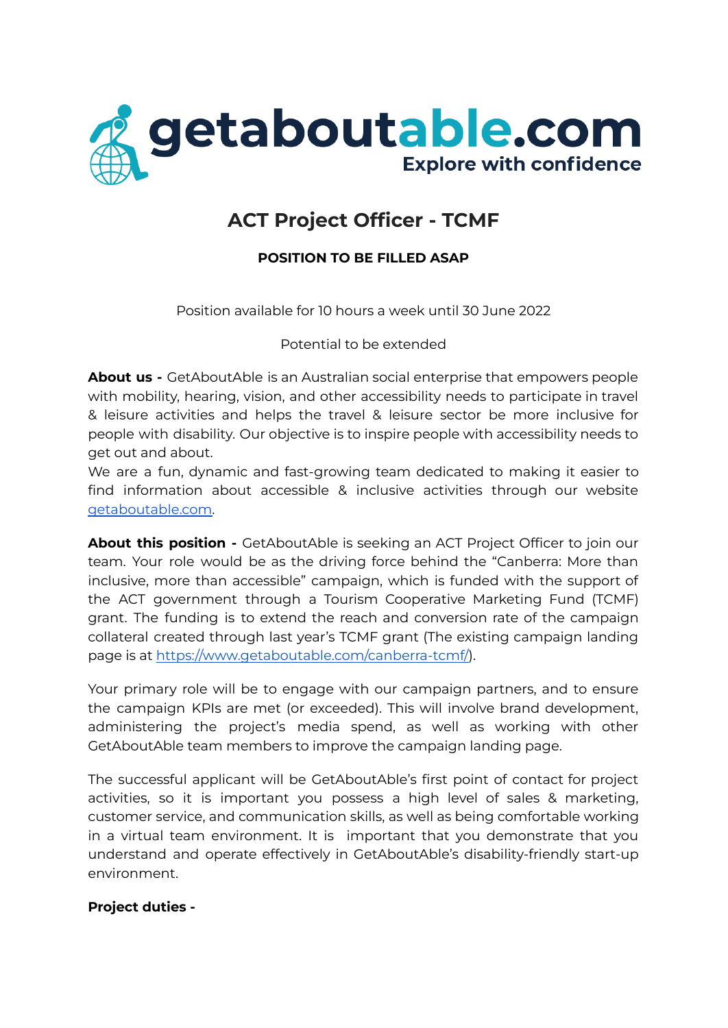getaboutable.com
Explore with confidence

# ACT Project Officer - TCMF

**POSITION TO BE FILLED ASAP**

Position available for 10 hours a week until 30 June 2022

Potential to be extended

**About us -** GetAboutAble is an Australian social enterprise that empowers people with mobility, hearing, vision, and other accessibility needs to participate in travel & leisure activities and helps the travel & leisure sector be more inclusive for people with disability. Our objective is to inspire people with accessibility needs to get out and about.
We are a fun, dynamic and fast-growing team dedicated to making it easier to find information about accessible & inclusive activities through our website [getaboutable.com](getaboutable.com).

**About this position -** GetAboutAble is seeking an ACT Project Officer to join our team. Your role would be as the driving force behind the "Canberra: More than inclusive, more than accessible" campaign, which is funded with the support of the ACT government through a Tourism Cooperative Marketing Fund (TCMF) grant. The funding is to extend the reach and conversion rate of the campaign collateral created through last year's TCMF grant (The existing campaign landing page is at [https://www.getaboutable.com/canberra-tcmf/](https://www.getaboutable.com/canberra-tcmf/)).

Your primary role will be to engage with our campaign partners, and to ensure the campaign KPIs are met (or exceeded). This will involve brand development, administering the project's media spend, as well as working with other GetAboutAble team members to improve the campaign landing page.

The successful applicant will be GetAboutAble's first point of contact for project activities, so it is important you possess a high level of sales & marketing, customer service, and communication skills, as well as being comfortable working in a virtual team environment. It is important that you demonstrate that you understand and operate effectively in GetAboutAble's disability-friendly start-up environment.

**Project duties -**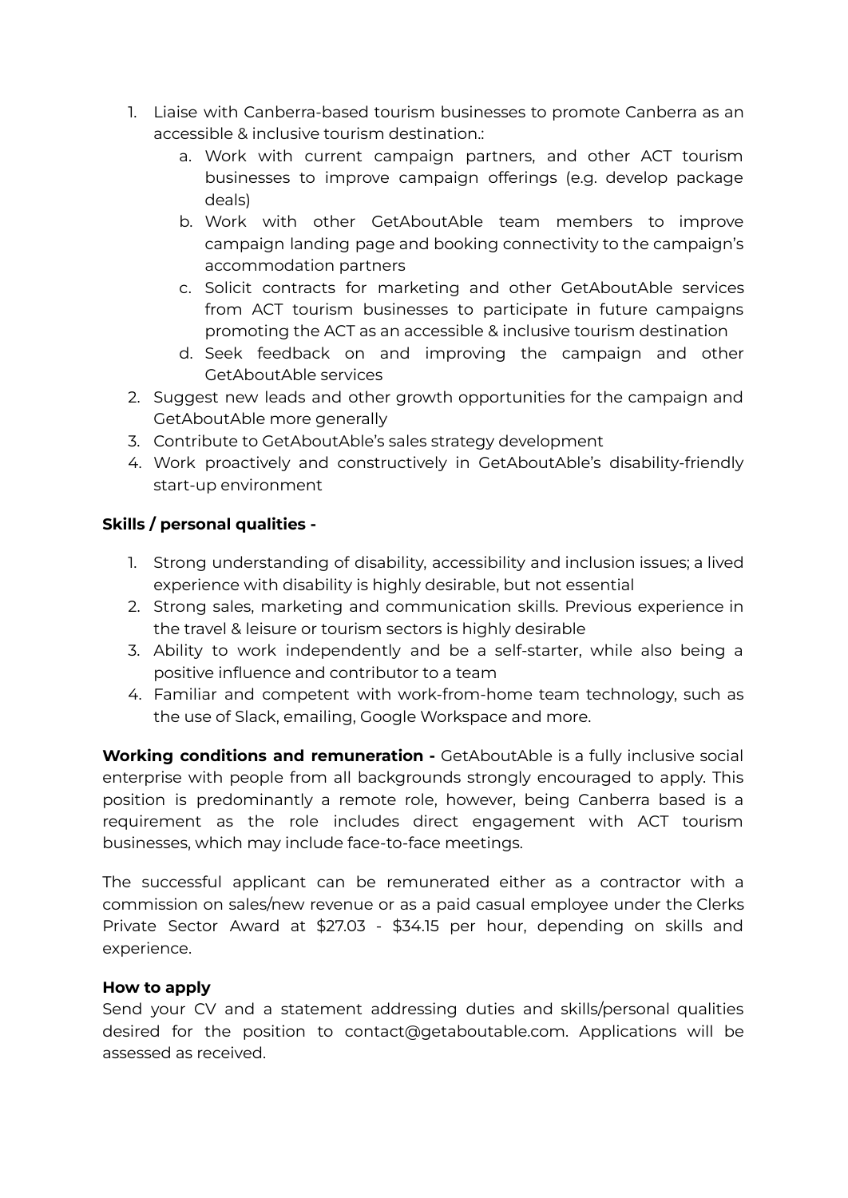1. Liaise with Canberra-based tourism businesses to promote Canberra as an accessible & inclusive tourism destination.:
    a. Work with current campaign partners, and other ACT tourism businesses to improve campaign offerings (e.g. develop package deals)
    b. Work with other GetAboutAble team members to improve campaign landing page and booking connectivity to the campaign's accommodation partners
    c. Solicit contracts for marketing and other GetAboutAble services from ACT tourism businesses to participate in future campaigns promoting the ACT as an accessible & inclusive tourism destination
    d. Seek feedback on and improving the campaign and other GetAboutAble services
2. Suggest new leads and other growth opportunities for the campaign and GetAboutAble more generally
3. Contribute to GetAboutAble's sales strategy development
4. Work proactively and constructively in GetAboutAble's disability-friendly start-up environment

**Skills / personal qualities -**

1. Strong understanding of disability, accessibility and inclusion issues; a lived experience with disability is highly desirable, but not essential
2. Strong sales, marketing and communication skills. Previous experience in the travel & leisure or tourism sectors is highly desirable
3. Ability to work independently and be a self-starter, while also being a positive influence and contributor to a team
4. Familiar and competent with work-from-home team technology, such as the use of Slack, emailing, Google Workspace and more.

**Working conditions and remuneration -** GetAboutAble is a fully inclusive social enterprise with people from all backgrounds strongly encouraged to apply. This position is predominantly a remote role, however, being Canberra based is a requirement as the role includes direct engagement with ACT tourism businesses, which may include face-to-face meetings.

The successful applicant can be remunerated either as a contractor with a commission on sales/new revenue or as a paid casual employee under the Clerks Private Sector Award at $27.03 - $34.15 per hour, depending on skills and experience.

**How to apply**

Send your CV and a statement addressing duties and skills/personal qualities desired for the position to contact@getaboutable.com. Applications will be assessed as received.